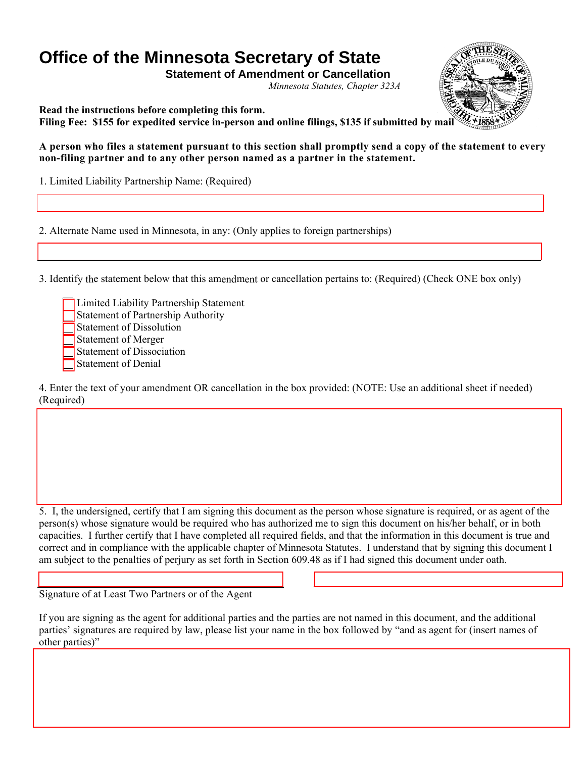# Office of the Minnesota Secretary of State

## Statement of Amendment or Cancellation

*Minnesota Statutes, Chapter 323A*

**Read the instructions before completing this form.**
**Filing Fee: $155 for expedited service in-person and online filings, $135 if submitted by mail**

**A person who files a statement pursuant to this section shall promptly send a copy of the statement to every non-filing partner and to any other person named as a partner in the statement.**

1. Limited Liability Partnership Name: (Required)

2. Alternate Name used in Minnesota, in any: (Only applies to foreign partnerships)

3. Identify the statement below that this amendment or cancellation pertains to: (Required) (Check ONE box only)

- ☐ Limited Liability Partnership Statement
- ☐ Statement of Partnership Authority
- ☐ Statement of Dissolution
- ☐ Statement of Merger
- ☐ Statement of Dissociation
- ☐ Statement of Denial

4. Enter the text of your amendment OR cancellation in the box provided: (NOTE: Use an additional sheet if needed) (Required)

5. I, the undersigned, certify that I am signing this document as the person whose signature is required, or as agent of the person(s) whose signature would be required who has authorized me to sign this document on his/her behalf, or in both capacities. I further certify that I have completed all required fields, and that the information in this document is true and correct and in compliance with the applicable chapter of Minnesota Statutes. I understand that by signing this document I am subject to the penalties of perjury as set forth in Section 609.48 as if I had signed this document under oath.

Signature of at Least Two Partners or of the Agent

If you are signing as the agent for additional parties and the parties are not named in this document, and the additional parties' signatures are required by law, please list your name in the box followed by "and as agent for (insert names of other parties)"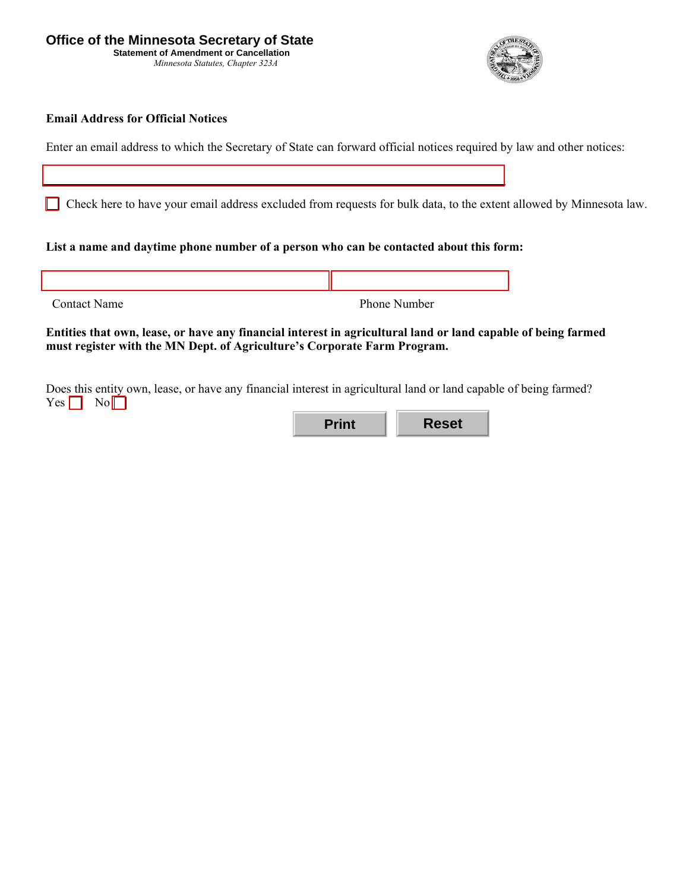# Office of the Minnesota Secretary of State

**Statement of Amendment or Cancellation**

*Minnesota Statutes, Chapter 323A*

**Email Address for Official Notices**

Enter an email address to which the Secretary of State can forward official notices required by law and other notices:

\_\_\_\_\_\_\_\_\_\_\_\_\_\_\_\_\_\_\_\_\_\_\_\_\_\_\_\_\_\_\_\_\_\_\_\_\_\_\_\_

☐ Check here to have your email address excluded from requests for bulk data, to the extent allowed by Minnesota law.

**List a name and daytime phone number of a person who can be contacted about this form:**

| Contact Name | Phone Number |
|---|---|
| | |

**Entities that own, lease, or have any financial interest in agricultural land or land capable of being farmed must register with the MN Dept. of Agriculture's Corporate Farm Program.**

Does this entity own, lease, or have any financial interest in agricultural land or land capable of being farmed?
Yes ☐ No ☐

Print Reset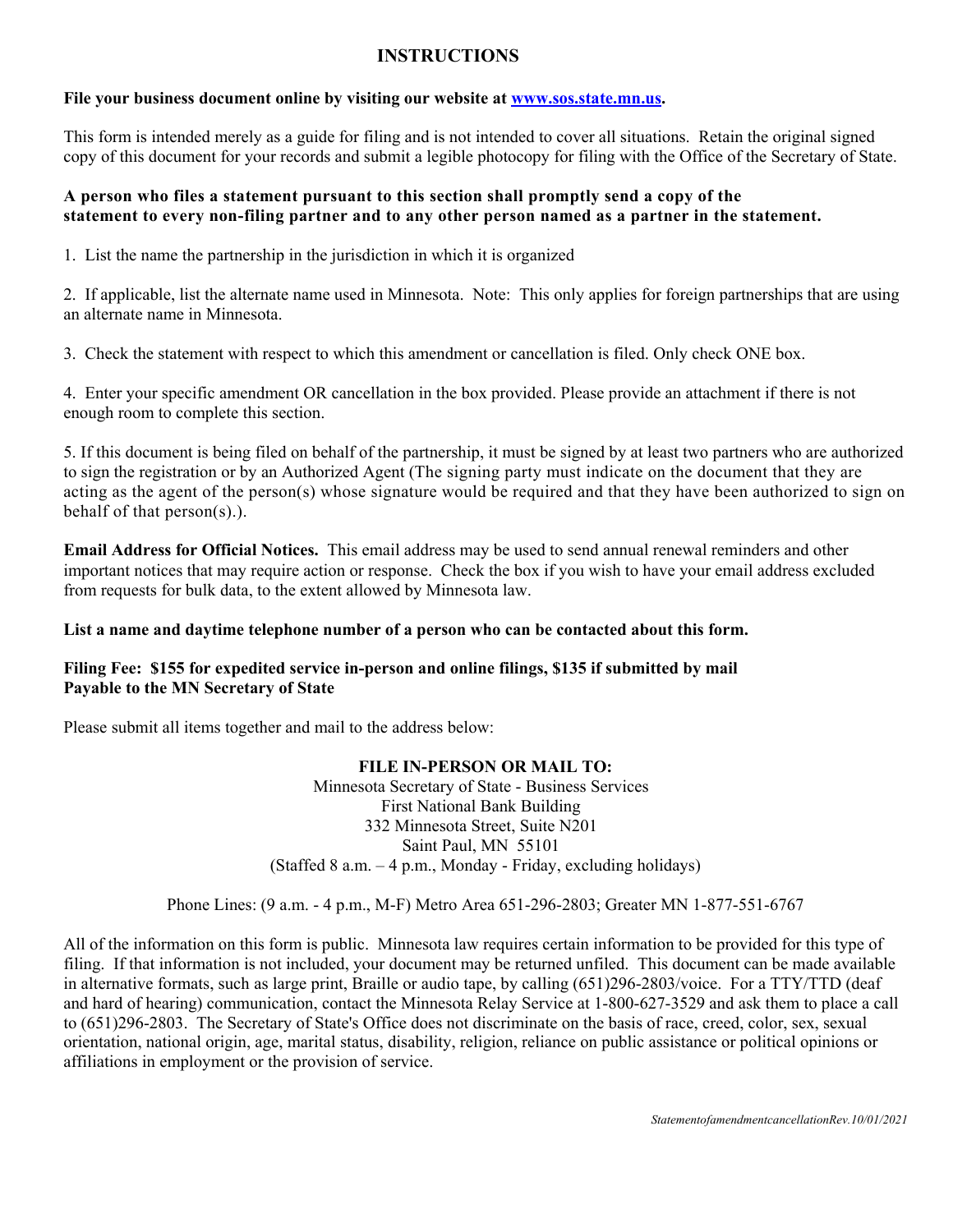# INSTRUCTIONS

**File your business document online by visiting our website at [www.sos.state.mn.us](www.sos.state.mn.us).**

This form is intended merely as a guide for filing and is not intended to cover all situations. Retain the original signed copy of this document for your records and submit a legible photocopy for filing with the Office of the Secretary of State.

**A person who files a statement pursuant to this section shall promptly send a copy of the statement to every non-filing partner and to any other person named as a partner in the statement.**

1. List the name the partnership in the jurisdiction in which it is organized

2. If applicable, list the alternate name used in Minnesota. Note: This only applies for foreign partnerships that are using an alternate name in Minnesota.

3. Check the statement with respect to which this amendment or cancellation is filed. Only check ONE box.

4. Enter your specific amendment OR cancellation in the box provided. Please provide an attachment if there is not enough room to complete this section.

5. If this document is being filed on behalf of the partnership, it must be signed by at least two partners who are authorized to sign the registration or by an Authorized Agent (The signing party must indicate on the document that they are acting as the agent of the person(s) whose signature would be required and that they have been authorized to sign on behalf of that person(s).).

**Email Address for Official Notices.** This email address may be used to send annual renewal reminders and other important notices that may require action or response. Check the box if you wish to have your email address excluded from requests for bulk data, to the extent allowed by Minnesota law.

**List a name and daytime telephone number of a person who can be contacted about this form.**

**Filing Fee: $155 for expedited service in-person and online filings, $135 if submitted by mail**
**Payable to the MN Secretary of State**

Please submit all items together and mail to the address below:

**FILE IN-PERSON OR MAIL TO:**
Minnesota Secretary of State - Business Services
First National Bank Building
332 Minnesota Street, Suite N201
Saint Paul, MN 55101
(Staffed 8 a.m. – 4 p.m., Monday - Friday, excluding holidays)

Phone Lines: (9 a.m. - 4 p.m., M-F) Metro Area 651-296-2803; Greater MN 1-877-551-6767

All of the information on this form is public. Minnesota law requires certain information to be provided for this type of filing. If that information is not included, your document may be returned unfiled. This document can be made available in alternative formats, such as large print, Braille or audio tape, by calling (651)296-2803/voice. For a TTY/TTD (deaf and hard of hearing) communication, contact the Minnesota Relay Service at 1-800-627-3529 and ask them to place a call to (651)296-2803. The Secretary of State's Office does not discriminate on the basis of race, creed, color, sex, sexual orientation, national origin, age, marital status, disability, religion, reliance on public assistance or political opinions or affiliations in employment or the provision of service.

*StatementofamendmentcancellationRev.10/01/2021*